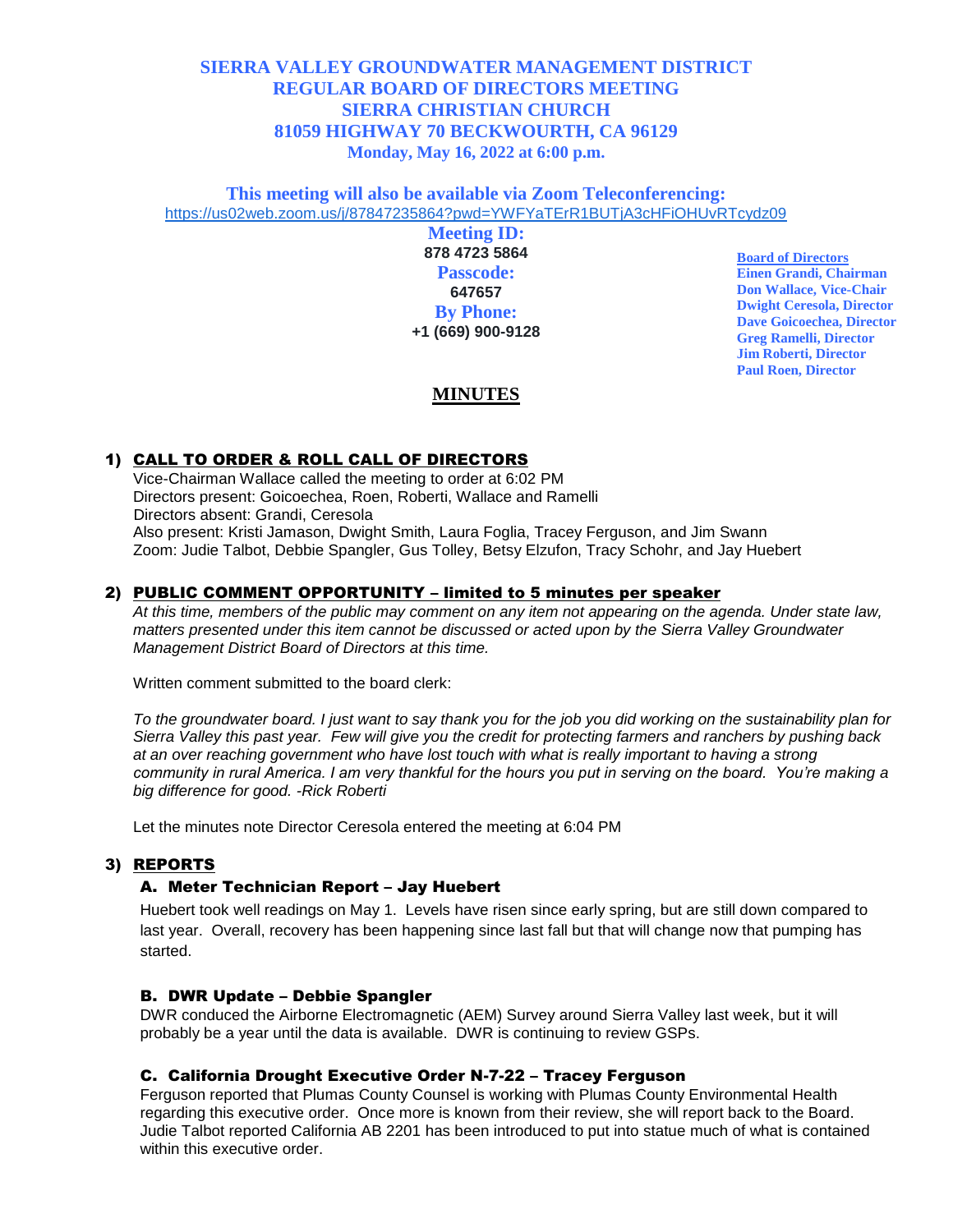# SIERRA VALLEY GROUNDWATER MANAGEMENT DISTRICT
## REGULAR BOARD OF DIRECTORS MEETING
## SIERRA CHRISTIAN CHURCH
## 81059 HIGHWAY 70 BECKWOURTH, CA 96129
**Monday, May 16, 2022 at 6:00 p.m.**

**This meeting will also be available via Zoom Teleconferencing:**
https://us02web.zoom.us/j/87847235864?pwd=YWFYaTErR1BUTjA3cHFiOHUvRTcydz09

**Meeting ID:**
**878 4723 5864**
**Passcode:**
**647657**
**By Phone:**
**+1 (669) 900-9128**

**Board of Directors**
**Einen Grandi, Chairman**
**Don Wallace, Vice-Chair**
**Dwight Ceresola, Director**
**Dave Goicoechea, Director**
**Greg Ramelli, Director**
**Jim Roberti, Director**
**Paul Roen, Director**

## MINUTES

### 1) CALL TO ORDER & ROLL CALL OF DIRECTORS

Vice-Chairman Wallace called the meeting to order at 6:02 PM
Directors present: Goicoechea, Roen, Roberti, Wallace and Ramelli
Directors absent: Grandi, Ceresola
Also present: Kristi Jamason, Dwight Smith, Laura Foglia, Tracey Ferguson, and Jim Swann
Zoom: Judie Talbot, Debbie Spangler, Gus Tolley, Betsy Elzufon, Tracy Schohr, and Jay Huebert

### 2) PUBLIC COMMENT OPPORTUNITY – limited to 5 minutes per speaker

*At this time, members of the public may comment on any item not appearing on the agenda. Under state law, matters presented under this item cannot be discussed or acted upon by the Sierra Valley Groundwater Management District Board of Directors at this time.*

Written comment submitted to the board clerk:

*To the groundwater board. I just want to say thank you for the job you did working on the sustainability plan for Sierra Valley this past year. Few will give you the credit for protecting farmers and ranchers by pushing back at an over reaching government who have lost touch with what is really important to having a strong community in rural America. I am very thankful for the hours you put in serving on the board. You're making a big difference for good. -Rick Roberti*

Let the minutes note Director Ceresola entered the meeting at 6:04 PM

### 3) REPORTS

#### A. Meter Technician Report – Jay Huebert

Huebert took well readings on May 1. Levels have risen since early spring, but are still down compared to last year. Overall, recovery has been happening since last fall but that will change now that pumping has started.

#### B. DWR Update – Debbie Spangler

DWR conduced the Airborne Electromagnetic (AEM) Survey around Sierra Valley last week, but it will probably be a year until the data is available. DWR is continuing to review GSPs.

#### C. California Drought Executive Order N-7-22 – Tracey Ferguson

Ferguson reported that Plumas County Counsel is working with Plumas County Environmental Health regarding this executive order. Once more is known from their review, she will report back to the Board. Judie Talbot reported California AB 2201 has been introduced to put into statue much of what is contained within this executive order.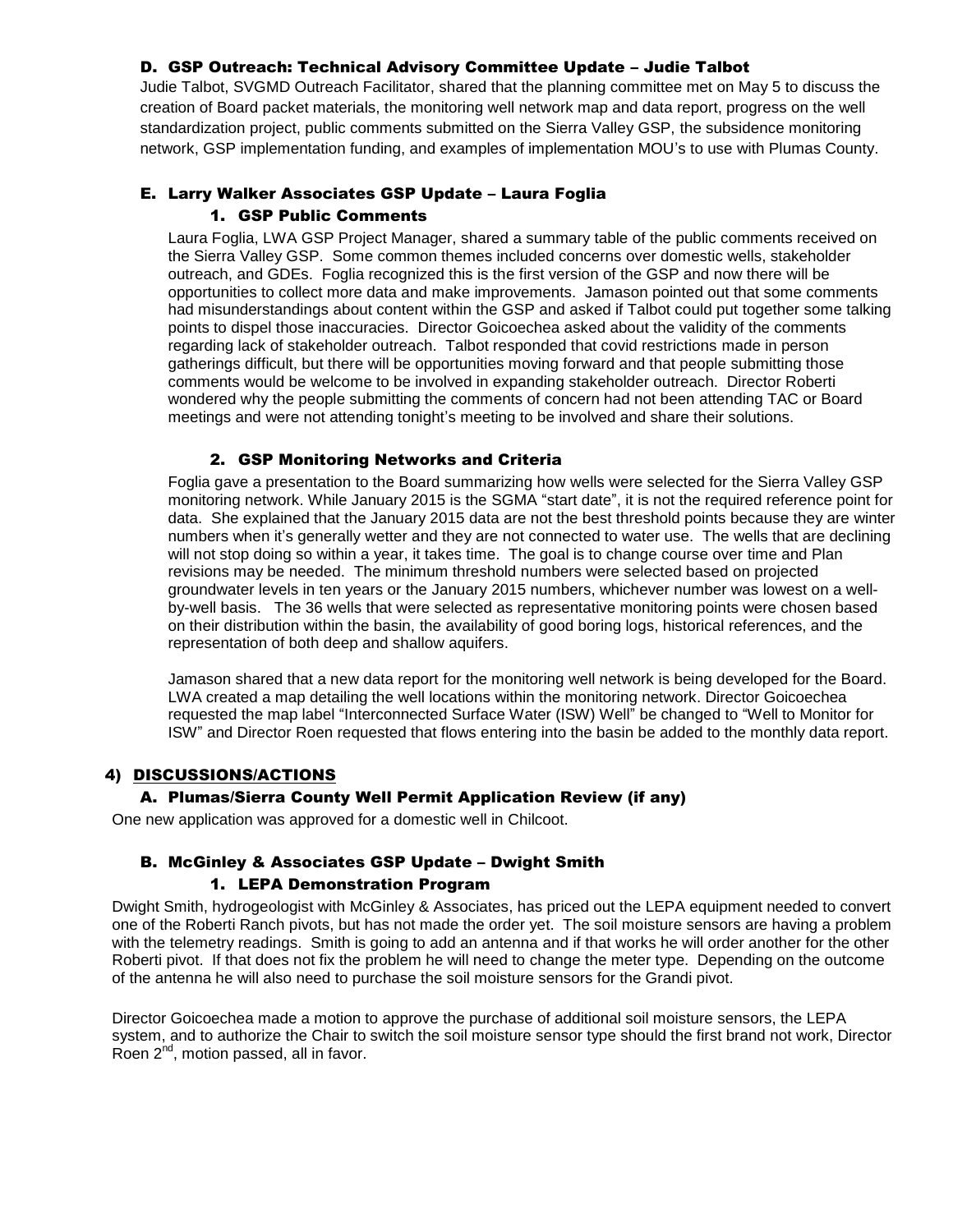### D. GSP Outreach: Technical Advisory Committee Update – Judie Talbot

Judie Talbot, SVGMD Outreach Facilitator, shared that the planning committee met on May 5 to discuss the creation of Board packet materials, the monitoring well network map and data report, progress on the well standardization project, public comments submitted on the Sierra Valley GSP, the subsidence monitoring network, GSP implementation funding, and examples of implementation MOU's to use with Plumas County.

### E. Larry Walker Associates GSP Update – Laura Foglia

#### 1. GSP Public Comments

Laura Foglia, LWA GSP Project Manager, shared a summary table of the public comments received on the Sierra Valley GSP. Some common themes included concerns over domestic wells, stakeholder outreach, and GDEs. Foglia recognized this is the first version of the GSP and now there will be opportunities to collect more data and make improvements. Jamason pointed out that some comments had misunderstandings about content within the GSP and asked if Talbot could put together some talking points to dispel those inaccuracies. Director Goicoechea asked about the validity of the comments regarding lack of stakeholder outreach. Talbot responded that covid restrictions made in person gatherings difficult, but there will be opportunities moving forward and that people submitting those comments would be welcome to be involved in expanding stakeholder outreach. Director Roberti wondered why the people submitting the comments of concern had not been attending TAC or Board meetings and were not attending tonight's meeting to be involved and share their solutions.

#### 2. GSP Monitoring Networks and Criteria

Foglia gave a presentation to the Board summarizing how wells were selected for the Sierra Valley GSP monitoring network. While January 2015 is the SGMA "start date", it is not the required reference point for data. She explained that the January 2015 data are not the best threshold points because they are winter numbers when it's generally wetter and they are not connected to water use. The wells that are declining will not stop doing so within a year, it takes time. The goal is to change course over time and Plan revisions may be needed. The minimum threshold numbers were selected based on projected groundwater levels in ten years or the January 2015 numbers, whichever number was lowest on a well-by-well basis. The 36 wells that were selected as representative monitoring points were chosen based on their distribution within the basin, the availability of good boring logs, historical references, and the representation of both deep and shallow aquifers.

Jamason shared that a new data report for the monitoring well network is being developed for the Board. LWA created a map detailing the well locations within the monitoring network. Director Goicoechea requested the map label "Interconnected Surface Water (ISW) Well" be changed to "Well to Monitor for ISW" and Director Roen requested that flows entering into the basin be added to the monthly data report.

## 4) DISCUSSIONS/ACTIONS

### A. Plumas/Sierra County Well Permit Application Review (if any)

One new application was approved for a domestic well in Chilcoot.

### B. McGinley & Associates GSP Update – Dwight Smith

#### 1. LEPA Demonstration Program

Dwight Smith, hydrogeologist with McGinley & Associates, has priced out the LEPA equipment needed to convert one of the Roberti Ranch pivots, but has not made the order yet. The soil moisture sensors are having a problem with the telemetry readings. Smith is going to add an antenna and if that works he will order another for the other Roberti pivot. If that does not fix the problem he will need to change the meter type. Depending on the outcome of the antenna he will also need to purchase the soil moisture sensors for the Grandi pivot.

Director Goicoechea made a motion to approve the purchase of additional soil moisture sensors, the LEPA system, and to authorize the Chair to switch the soil moisture sensor type should the first brand not work, Director Roen 2nd, motion passed, all in favor.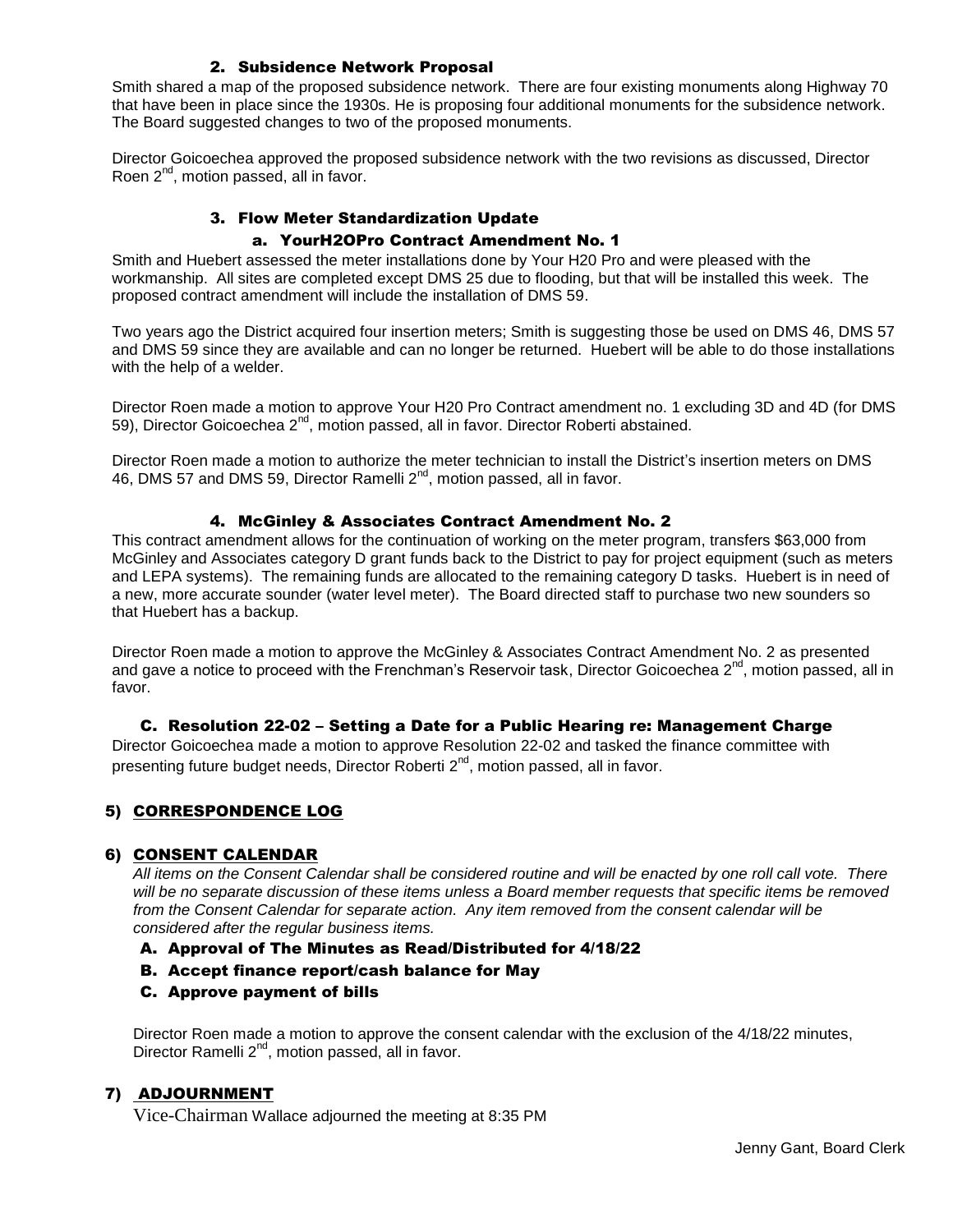### 2. Subsidence Network Proposal

Smith shared a map of the proposed subsidence network. There are four existing monuments along Highway 70 that have been in place since the 1930s. He is proposing four additional monuments for the subsidence network. The Board suggested changes to two of the proposed monuments.

Director Goicoechea approved the proposed subsidence network with the two revisions as discussed, Director Roen 2nd, motion passed, all in favor.

### 3. Flow Meter Standardization Update

#### a. YourH2OPro Contract Amendment No. 1

Smith and Huebert assessed the meter installations done by Your H20 Pro and were pleased with the workmanship. All sites are completed except DMS 25 due to flooding, but that will be installed this week. The proposed contract amendment will include the installation of DMS 59.

Two years ago the District acquired four insertion meters; Smith is suggesting those be used on DMS 46, DMS 57 and DMS 59 since they are available and can no longer be returned. Huebert will be able to do those installations with the help of a welder.

Director Roen made a motion to approve Your H20 Pro Contract amendment no. 1 excluding 3D and 4D (for DMS 59), Director Goicoechea 2nd, motion passed, all in favor. Director Roberti abstained.

Director Roen made a motion to authorize the meter technician to install the District's insertion meters on DMS 46, DMS 57 and DMS 59, Director Ramelli 2nd, motion passed, all in favor.

### 4. McGinley & Associates Contract Amendment No. 2

This contract amendment allows for the continuation of working on the meter program, transfers $63,000 from McGinley and Associates category D grant funds back to the District to pay for project equipment (such as meters and LEPA systems). The remaining funds are allocated to the remaining category D tasks. Huebert is in need of a new, more accurate sounder (water level meter). The Board directed staff to purchase two new sounders so that Huebert has a backup.

Director Roen made a motion to approve the McGinley & Associates Contract Amendment No. 2 as presented and gave a notice to proceed with the Frenchman's Reservoir task, Director Goicoechea 2nd, motion passed, all in favor.

### C. Resolution 22-02 – Setting a Date for a Public Hearing re: Management Charge

Director Goicoechea made a motion to approve Resolution 22-02 and tasked the finance committee with presenting future budget needs, Director Roberti 2nd, motion passed, all in favor.

## 5) CORRESPONDENCE LOG

## 6) CONSENT CALENDAR

*All items on the Consent Calendar shall be considered routine and will be enacted by one roll call vote. There will be no separate discussion of these items unless a Board member requests that specific items be removed from the Consent Calendar for separate action. Any item removed from the consent calendar will be considered after the regular business items.*

### A. Approval of The Minutes as Read/Distributed for 4/18/22
### B. Accept finance report/cash balance for May
### C. Approve payment of bills

Director Roen made a motion to approve the consent calendar with the exclusion of the 4/18/22 minutes, Director Ramelli 2nd, motion passed, all in favor.

## 7) ADJOURNMENT

Vice-Chairman Wallace adjourned the meeting at 8:35 PM

Jenny Gant, Board Clerk